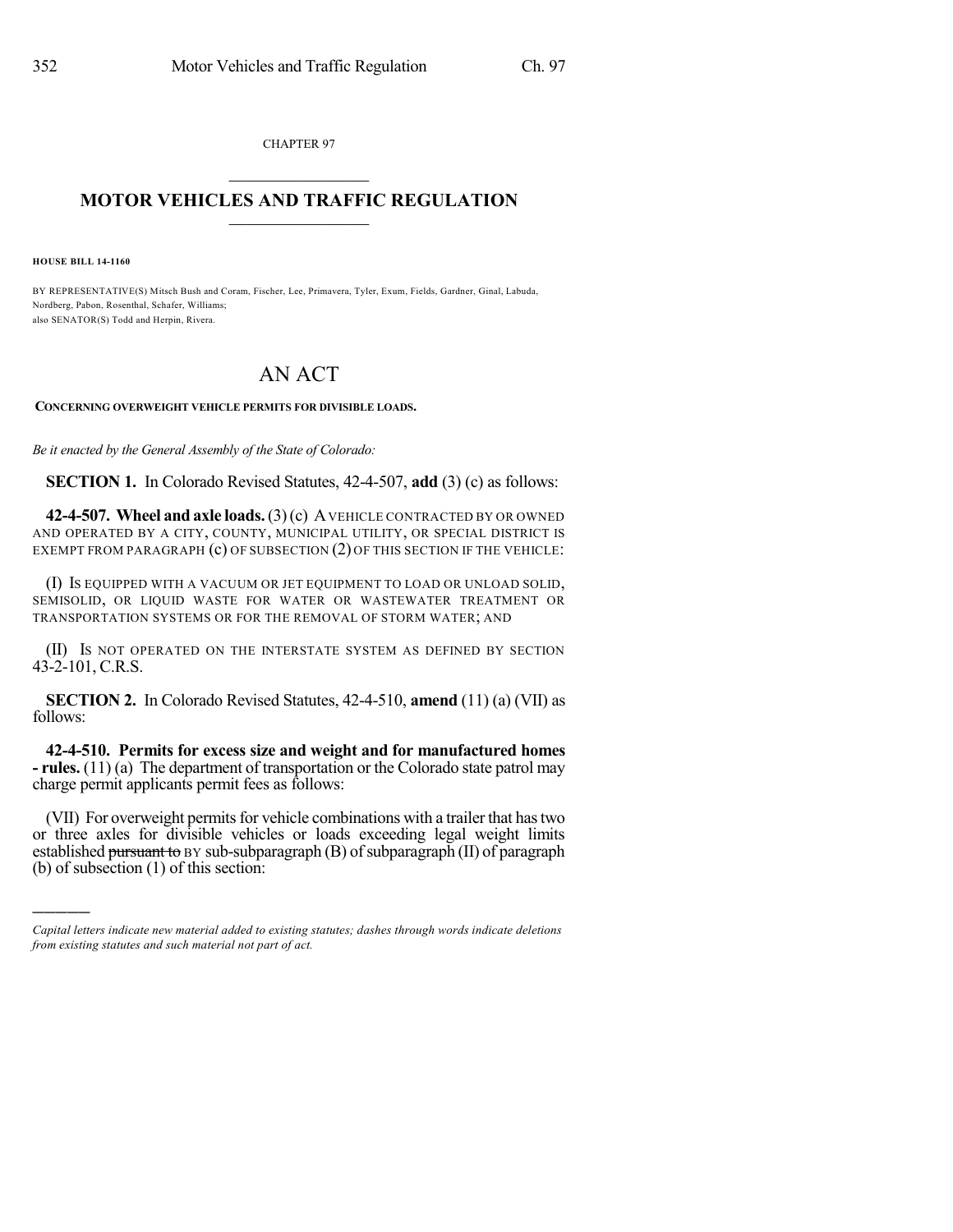CHAPTER 97

# MOTOR VEHICLES AND TRAFFIC REGULATION

**HOUSE BILL 14-1160**

BY REPRESENTATIVE(S) Mitsch Bush and Coram, Fischer, Lee, Primavera, Tyler, Exum, Fields, Gardner, Ginal, Labuda, Nordberg, Pabon, Rosenthal, Schafer, Williams;
also SENATOR(S) Todd and Herpin, Rivera.

# AN ACT

**CONCERNING OVERWEIGHT VEHICLE PERMITS FOR DIVISIBLE LOADS.**

*Be it enacted by the General Assembly of the State of Colorado:*

**SECTION 1.** In Colorado Revised Statutes, 42-4-507, **add** (3) (c) as follows:

**42-4-507. Wheel and axle loads.** (3) (c) A VEHICLE CONTRACTED BY OR OWNED AND OPERATED BY A CITY, COUNTY, MUNICIPAL UTILITY, OR SPECIAL DISTRICT IS EXEMPT FROM PARAGRAPH (c) OF SUBSECTION (2) OF THIS SECTION IF THE VEHICLE:

(I) IS EQUIPPED WITH A VACUUM OR JET EQUIPMENT TO LOAD OR UNLOAD SOLID, SEMISOLID, OR LIQUID WASTE FOR WATER OR WASTEWATER TREATMENT OR TRANSPORTATION SYSTEMS OR FOR THE REMOVAL OF STORM WATER; AND

(II) IS NOT OPERATED ON THE INTERSTATE SYSTEM AS DEFINED BY SECTION 43-2-101, C.R.S.

**SECTION 2.** In Colorado Revised Statutes, 42-4-510, **amend** (11) (a) (VII) as follows:

**42-4-510. Permits for excess size and weight and for manufactured homes - rules.** (11) (a) The department of transportation or the Colorado state patrol may charge permit applicants permit fees as follows:

(VII) For overweight permits for vehicle combinations with a trailer that has two or three axles for divisible vehicles or loads exceeding legal weight limits established ~~pursuant to~~ BY sub-subparagraph (B) of subparagraph (II) of paragraph (b) of subsection (1) of this section:

---

*Capital letters indicate new material added to existing statutes; dashes through words indicate deletions from existing statutes and such material not part of act.*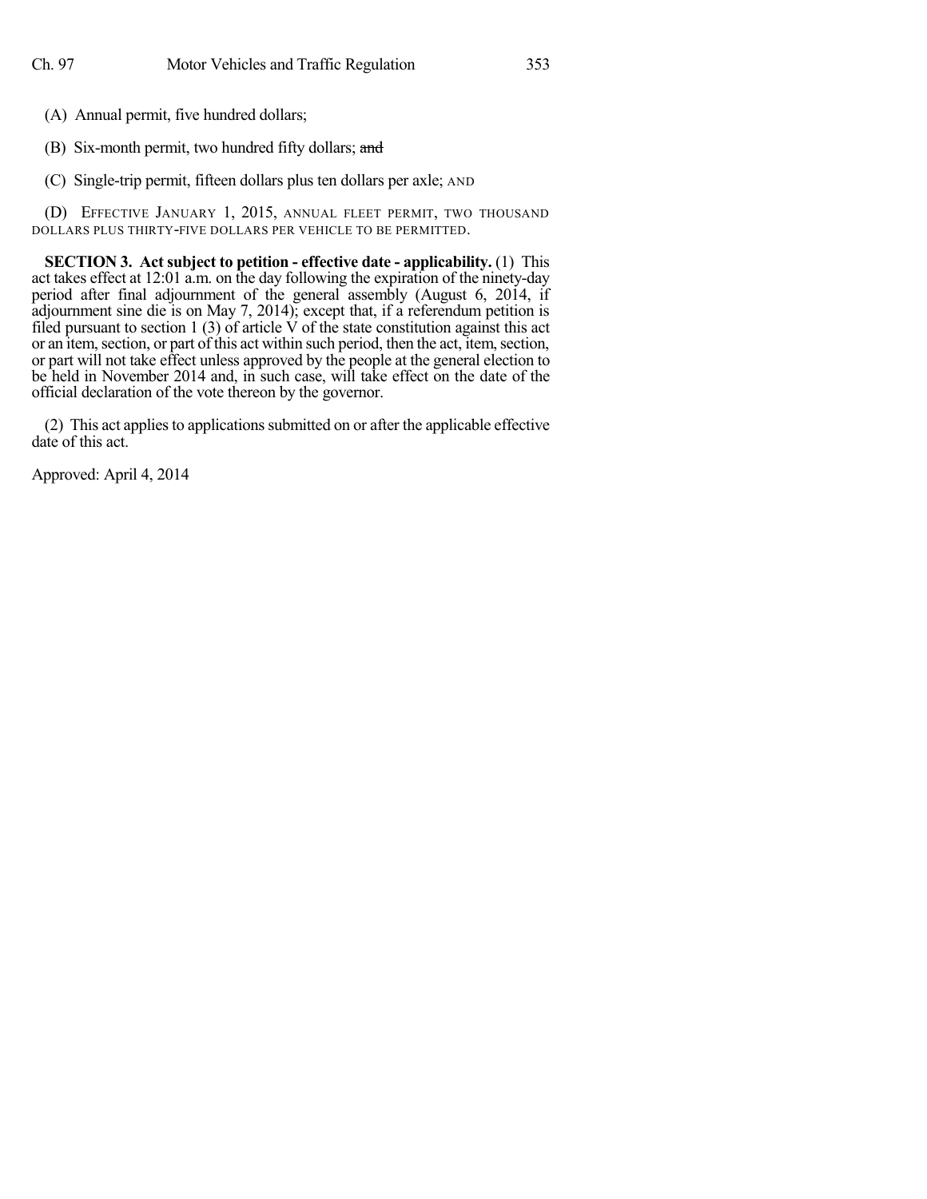(A) Annual permit, five hundred dollars;

(B) Six-month permit, two hundred fifty dollars; ~~and~~

(C) Single-trip permit, fifteen dollars plus ten dollars per axle; AND

(D) EFFECTIVE JANUARY 1, 2015, ANNUAL FLEET PERMIT, TWO THOUSAND DOLLARS PLUS THIRTY-FIVE DOLLARS PER VEHICLE TO BE PERMITTED.

**SECTION 3. Act subject to petition - effective date - applicability.** (1) This act takes effect at 12:01 a.m. on the day following the expiration of the ninety-day period after final adjournment of the general assembly (August 6, 2014, if adjournment sine die is on May 7, 2014); except that, if a referendum petition is filed pursuant to section 1 (3) of article V of the state constitution against this act or an item, section, or part of this act within such period, then the act, item, section, or part will not take effect unless approved by the people at the general election to be held in November 2014 and, in such case, will take effect on the date of the official declaration of the vote thereon by the governor.

(2) This act applies to applications submitted on or after the applicable effective date of this act.

Approved: April 4, 2014